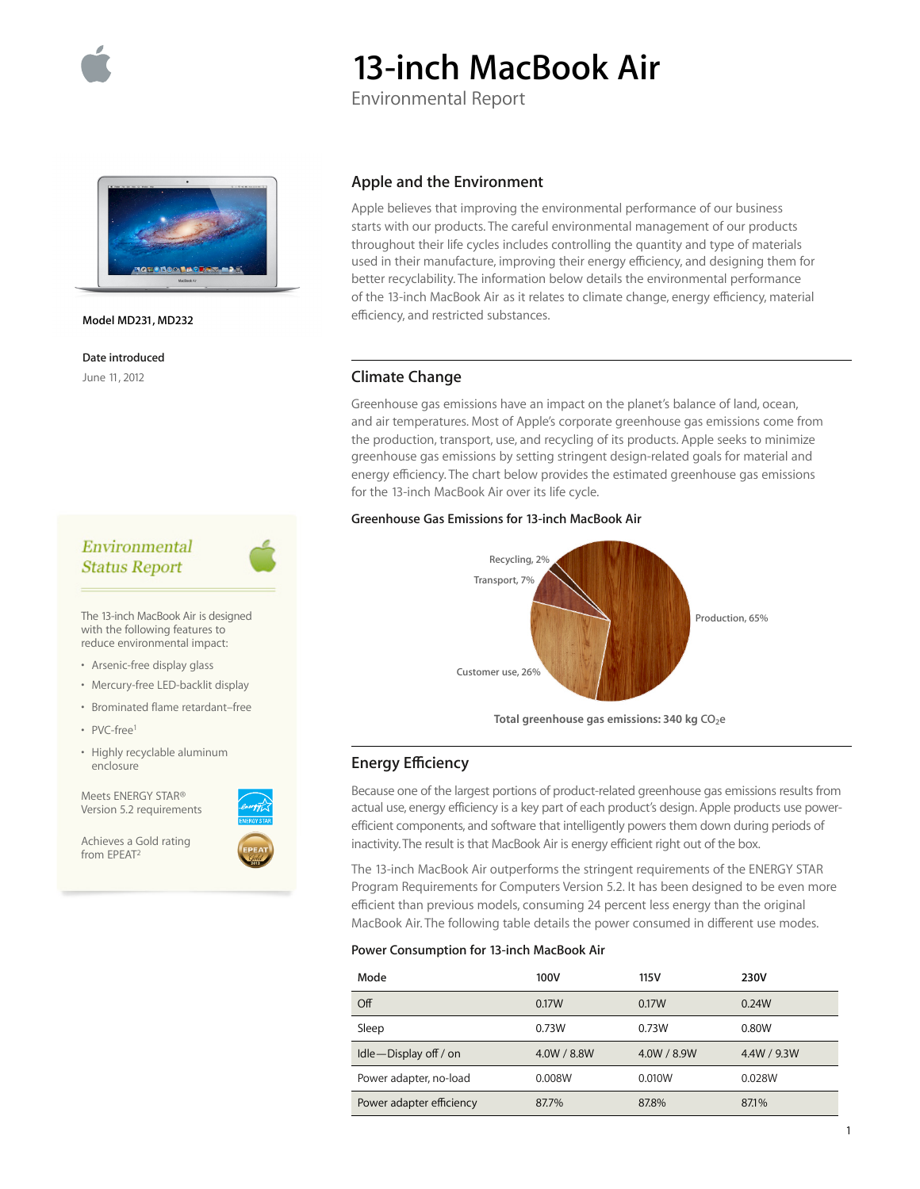# 13-inch MacBook Air

Environmental Report

**Model MD231, MD232**

**Date introduced**

June 11, 2012

## Apple and the Environment

Apple believes that improving the environmental performance of our business starts with our products. The careful environmental management of our products throughout their life cycles includes controlling the quantity and type of materials used in their manufacture, improving their energy efficiency, and designing them for better recyclability. The information below details the environmental performance of the 13-inch MacBook Air as it relates to climate change, energy efficiency, material efficiency, and restricted substances.

## Climate Change

Greenhouse gas emissions have an impact on the planet's balance of land, ocean, and air temperatures. Most of Apple's corporate greenhouse gas emissions come from the production, transport, use, and recycling of its products. Apple seeks to minimize greenhouse gas emissions by setting stringent design-related goals for material and energy efficiency. The chart below provides the estimated greenhouse gas emissions for the 13-inch MacBook Air over its life cycle.

**Greenhouse Gas Emissions for 13-inch MacBook Air**

- Production, 65%
- Customer use, 26%
- Transport, 7%
- Recycling, 2%

**Total greenhouse gas emissions: 340 kg $CO_2e$**

### *Environmental Status Report*

The 13-inch MacBook Air is designed with the following features to reduce environmental impact:

- Arsenic-free display glass
- Mercury-free LED-backlit display
- Brominated flame retardant–free
- PVC-free[1]
- Highly recyclable aluminum enclosure

Meets ENERGY STAR® Version 5.2 requirements

Achieves a Gold rating from EPEAT[2]

## Energy Efficiency

Because one of the largest portions of product-related greenhouse gas emissions results from actual use, energy efficiency is a key part of each product's design. Apple products use power-efficient components, and software that intelligently powers them down during periods of inactivity. The result is that MacBook Air is energy efficient right out of the box.

The 13-inch MacBook Air outperforms the stringent requirements of the ENERGY STAR Program Requirements for Computers Version 5.2. It has been designed to be even more efficient than previous models, consuming 24 percent less energy than the original MacBook Air. The following table details the power consumed in different use modes.

**Power Consumption for 13-inch MacBook Air**

| Mode | 100V | 115V | 230V |
|---|---|---|---|
| Off | 0.17W | 0.17W | 0.24W |
| Sleep | 0.73W | 0.73W | 0.80W |
| Idle—Display off / on | 4.0W / 8.8W | 4.0W / 8.9W | 4.4W / 9.3W |
| Power adapter, no-load | 0.008W | 0.010W | 0.028W |
| Power adapter efficiency | 87.7% | 87.8% | 87.1% |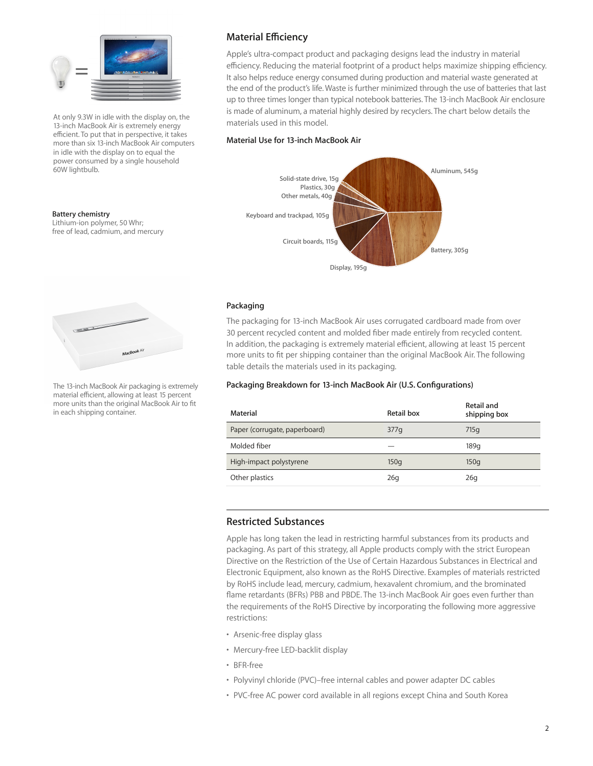At only 9.3W in idle with the display on, the 13-inch MacBook Air is extremely energy efficient. To put that in perspective, it takes more than six 13-inch MacBook Air computers in idle with the display on to equal the power consumed by a single household 60W lightbulb.

**Battery chemistry**
Lithium-ion polymer, 50 Whr; free of lead, cadmium, and mercury

## Material Efficiency

Apple's ultra-compact product and packaging designs lead the industry in material efficiency. Reducing the material footprint of a product helps maximize shipping efficiency. It also helps reduce energy consumed during production and material waste generated at the end of the product's life. Waste is further minimized through the use of batteries that last up to three times longer than typical notebook batteries. The 13-inch MacBook Air enclosure is made of aluminum, a material highly desired by recyclers. The chart below details the materials used in this model.

### Material Use for 13-inch MacBook Air

- Aluminum, 545g
- Battery, 305g
- Display, 195g
- Circuit boards, 115g
- Keyboard and trackpad, 105g
- Other metals, 40g
- Plastics, 30g
- Solid-state drive, 15g

### Packaging

The packaging for 13-inch MacBook Air uses corrugated cardboard made from over 30 percent recycled content and molded fiber made entirely from recycled content. In addition, the packaging is extremely material efficient, allowing at least 15 percent more units to fit per shipping container than the original MacBook Air. The following table details the materials used in its packaging.

The 13-inch MacBook Air packaging is extremely material efficient, allowing at least 15 percent more units than the original MacBook Air to fit in each shipping container.

### Packaging Breakdown for 13-inch MacBook Air (U.S. Configurations)

| Material | Retail box | Retail and shipping box |
|---|---|---|
| Paper (corrugate, paperboard) | 377g | 715g |
| Molded fiber | — | 189g |
| High-impact polystyrene | 150g | 150g |
| Other plastics | 26g | 26g |

## Restricted Substances

Apple has long taken the lead in restricting harmful substances from its products and packaging. As part of this strategy, all Apple products comply with the strict European Directive on the Restriction of the Use of Certain Hazardous Substances in Electrical and Electronic Equipment, also known as the RoHS Directive. Examples of materials restricted by RoHS include lead, mercury, cadmium, hexavalent chromium, and the brominated flame retardants (BFRs) PBB and PBDE. The 13-inch MacBook Air goes even further than the requirements of the RoHS Directive by incorporating the following more aggressive restrictions:

- Arsenic-free display glass
- Mercury-free LED-backlit display
- BFR-free
- Polyvinyl chloride (PVC)–free internal cables and power adapter DC cables
- PVC-free AC power cord available in all regions except China and South Korea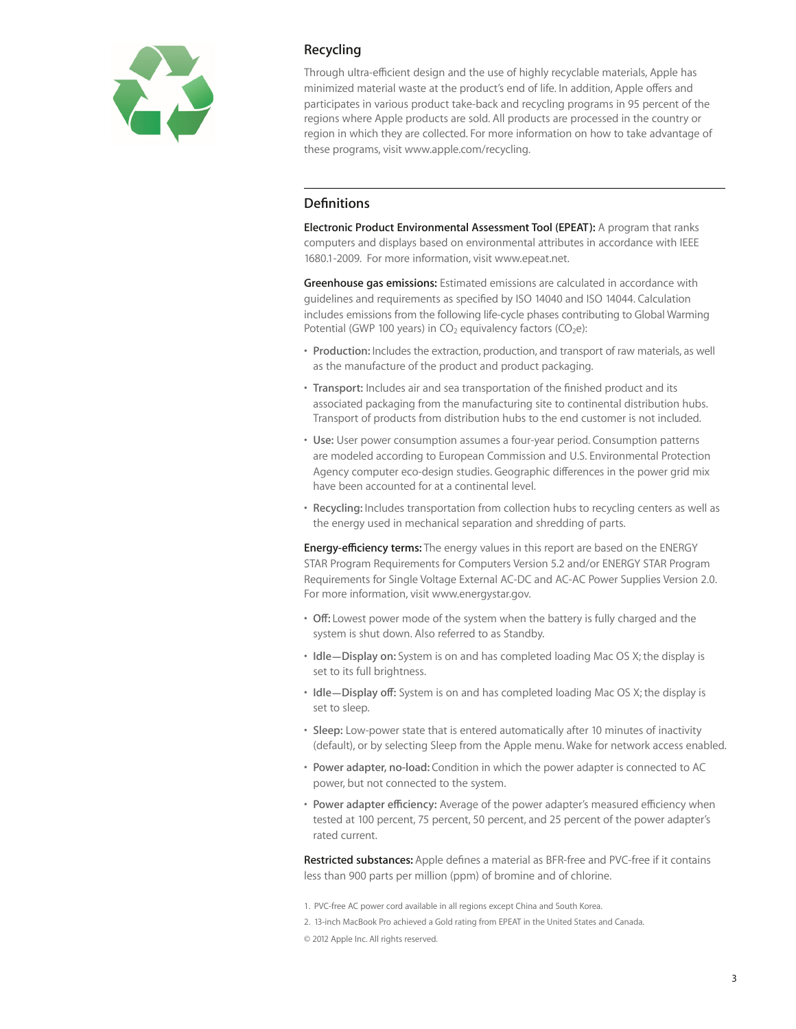## Recycling

Through ultra-efficient design and the use of highly recyclable materials, Apple has minimized material waste at the product's end of life. In addition, Apple offers and participates in various product take-back and recycling programs in 95 percent of the regions where Apple products are sold. All products are processed in the country or region in which they are collected. For more information on how to take advantage of these programs, visit www.apple.com/recycling.

## Definitions

**Electronic Product Environmental Assessment Tool (EPEAT):** A program that ranks computers and displays based on environmental attributes in accordance with IEEE 1680.1-2009. For more information, visit www.epeat.net.

**Greenhouse gas emissions:** Estimated emissions are calculated in accordance with guidelines and requirements as specified by ISO 14040 and ISO 14044. Calculation includes emissions from the following life-cycle phases contributing to Global Warming Potential (GWP 100 years) in $CO_2$ equivalency factors ($CO_2e$):

- **Production:** Includes the extraction, production, and transport of raw materials, as well as the manufacture of the product and product packaging.
- **Transport:** Includes air and sea transportation of the finished product and its associated packaging from the manufacturing site to continental distribution hubs. Transport of products from distribution hubs to the end customer is not included.
- **Use:** User power consumption assumes a four-year period. Consumption patterns are modeled according to European Commission and U.S. Environmental Protection Agency computer eco-design studies. Geographic differences in the power grid mix have been accounted for at a continental level.
- **Recycling:** Includes transportation from collection hubs to recycling centers as well as the energy used in mechanical separation and shredding of parts.

**Energy-efficiency terms:** The energy values in this report are based on the ENERGY STAR Program Requirements for Computers Version 5.2 and/or ENERGY STAR Program Requirements for Single Voltage External AC-DC and AC-AC Power Supplies Version 2.0. For more information, visit www.energystar.gov.

- **Off:** Lowest power mode of the system when the battery is fully charged and the system is shut down. Also referred to as Standby.
- **Idle—Display on:** System is on and has completed loading Mac OS X; the display is set to its full brightness.
- **Idle—Display off:** System is on and has completed loading Mac OS X; the display is set to sleep.
- **Sleep:** Low-power state that is entered automatically after 10 minutes of inactivity (default), or by selecting Sleep from the Apple menu. Wake for network access enabled.
- **Power adapter, no-load:** Condition in which the power adapter is connected to AC power, but not connected to the system.
- **Power adapter efficiency:** Average of the power adapter's measured efficiency when tested at 100 percent, 75 percent, 50 percent, and 25 percent of the power adapter's rated current.

**Restricted substances:** Apple defines a material as BFR-free and PVC-free if it contains less than 900 parts per million (ppm) of bromine and of chlorine.

1. PVC-free AC power cord available in all regions except China and South Korea.
2. 13-inch MacBook Pro achieved a Gold rating from EPEAT in the United States and Canada.

© 2012 Apple Inc. All rights reserved.